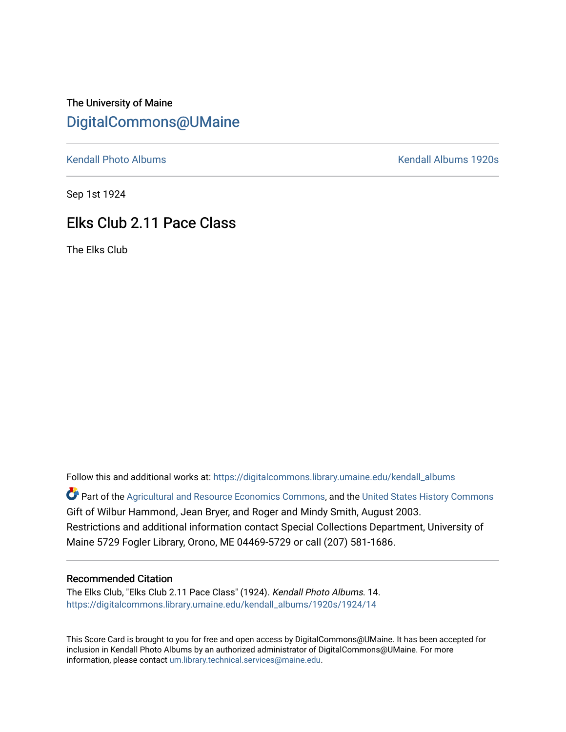The University of Maine

# DigitalCommons@UMaine

Kendall Photo Albums | Kendall Albums 1920s

Sep 1st 1924

## Elks Club 2.11 Pace Class

The Elks Club

Follow this and additional works at: https://digitalcommons.library.umaine.edu/kendall_albums

Part of the Agricultural and Resource Economics Commons, and the United States History Commons
Gift of Wilbur Hammond, Jean Bryer, and Roger and Mindy Smith, August 2003.
Restrictions and additional information contact Special Collections Department, University of Maine 5729 Fogler Library, Orono, ME 04469-5729 or call (207) 581-1686.

### Recommended Citation

The Elks Club, "Elks Club 2.11 Pace Class" (1924). *Kendall Photo Albums*. 14.
https://digitalcommons.library.umaine.edu/kendall_albums/1920s/1924/14

This Score Card is brought to you for free and open access by DigitalCommons@UMaine. It has been accepted for inclusion in Kendall Photo Albums by an authorized administrator of DigitalCommons@UMaine. For more information, please contact um.library.technical.services@maine.edu.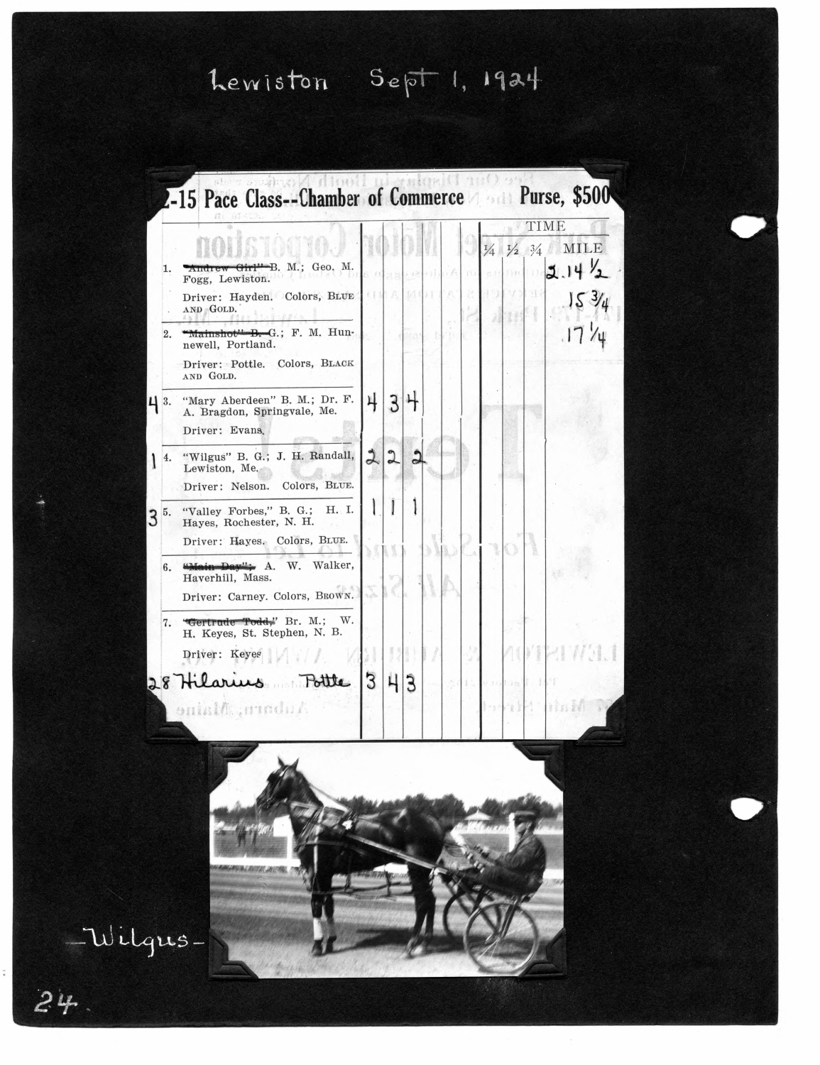Lewiston Sept 1, 1924

## 2-15 Pace Class--Chamber of Commerce    Purse, $500

| | | | | | | | | TIME | | | |
|---|---|---|---|---|---|---|---|---|---|---|---|
| | | | | | | | | 1/4 | 1/2 | 3/4 | MILE |
| | 1. ~~"Andrew Girl"~~ B. M.; Geo. M. Fogg, Lewiston. Driver: Hayden. Colors, BLUE AND GOLD. | | | | | | | | | | 2.14 1/2 / 15 3/4 / 17 1/4 |
| | 2. ~~"Mainshot" B. G.~~; F. M. Hunnewell, Portland. Driver: Pottle. Colors, BLACK AND GOLD. | | | | | | | | | | |
| 4 | 3. "Mary Aberdeen" B. M.; Dr. F. A. Bragdon, Springvale, Me. Driver: Evans. | 4 | 3 | 4 | | | | | | | |
| 1 | 4. "Wilgus" B. G.; J. H. Randall, Lewiston, Me. Driver: Nelson. Colors, BLUE. | 2 | 2 | 2 | | | | | | | |
| 3 | 5. "Valley Forbes," B. G.; H. I. Hayes, Rochester, N. H. Driver: Hayes. Colors, BLUE. | 1 | 1 | 1 | | | | | | | |
| | 6. ~~"Main Day";~~ A. W. Walker, Haverhill, Mass. Driver: Carney. Colors, BROWN. | | | | | | | | | | |
| | 7. ~~"Gertrude Todd,"~~ Br. M.; W. H. Keyes, St. Stephen, N. B. Driver: Keyes | | | | | | | | | | |
| 2 | 8 Hilarius Pottle | 3 | 4 | 3 | | | | | | | |

-Wilgus-